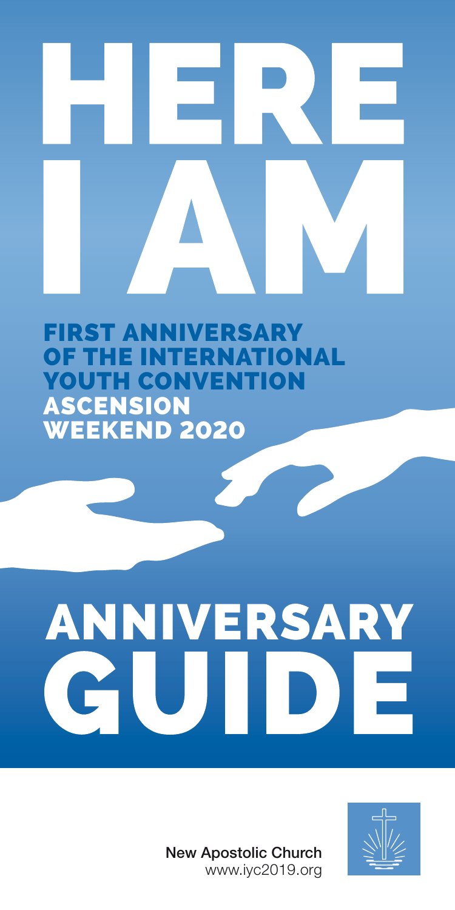# HERE I AM

## FIRST ANNIVERSARY OF THE INTERNATIONAL YOUTH CONVENTION ASCENSION WEEKEND 2020

# ANNIVERSARY GUIDE

New Apostolic Church
www.iyc2019.org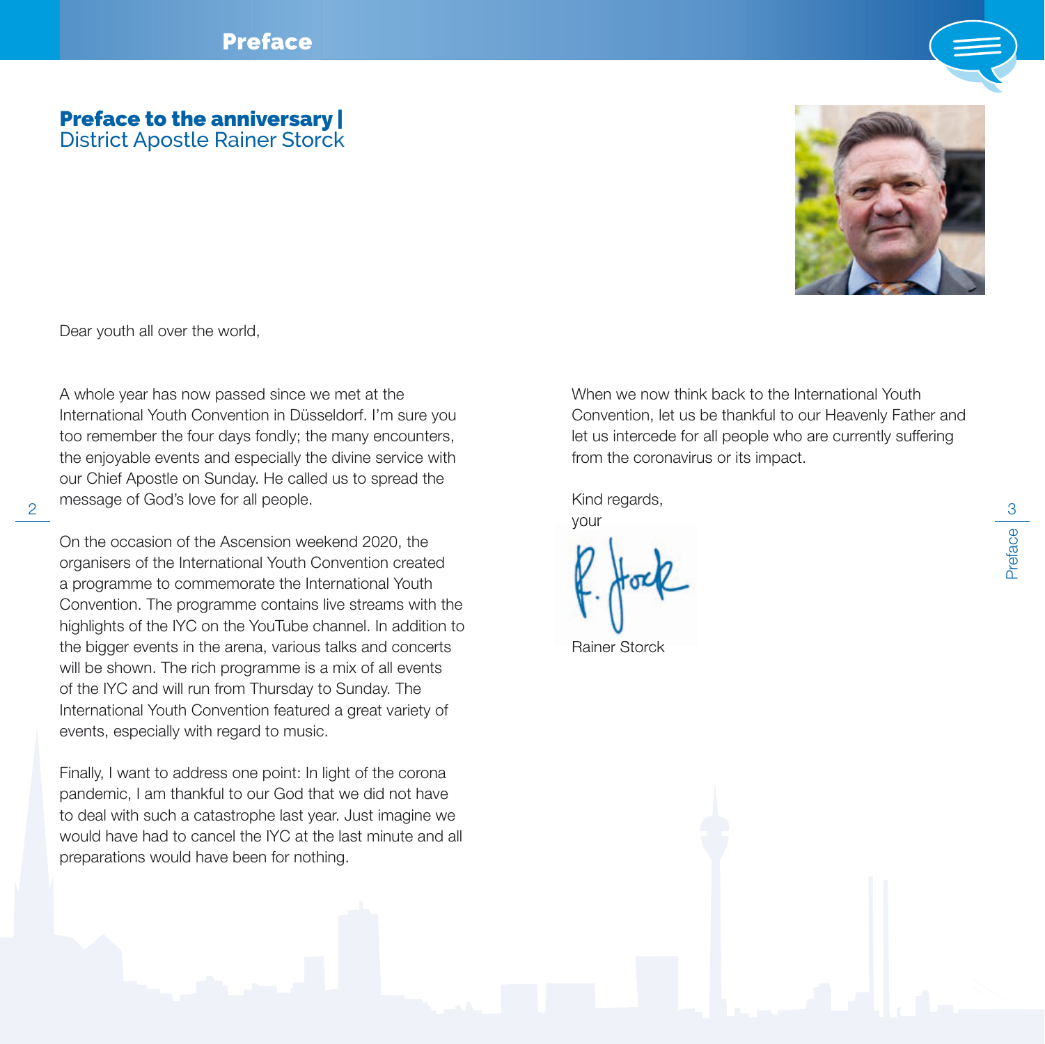# Preface to the anniversary | District Apostle Rainer Storck

Dear youth all over the world,

A whole year has now passed since we met at the International Youth Convention in Düsseldorf. I'm sure you too remember the four days fondly; the many encounters, the enjoyable events and especially the divine service with our Chief Apostle on Sunday. He called us to spread the message of God's love for all people.

On the occasion of the Ascension weekend 2020, the organisers of the International Youth Convention created a programme to commemorate the International Youth Convention. The programme contains live streams with the highlights of the IYC on the YouTube channel. In addition to the bigger events in the arena, various talks and concerts will be shown. The rich programme is a mix of all events of the IYC and will run from Thursday to Sunday. The International Youth Convention featured a great variety of events, especially with regard to music.

Finally, I want to address one point: In light of the corona pandemic, I am thankful to our God that we did not have to deal with such a catastrophe last year. Just imagine we would have had to cancel the IYC at the last minute and all preparations would have been for nothing.

When we now think back to the International Youth Convention, let us be thankful to our Heavenly Father and let us intercede for all people who are currently suffering from the coronavirus or its impact.

Kind regards,
your

Rainer Storck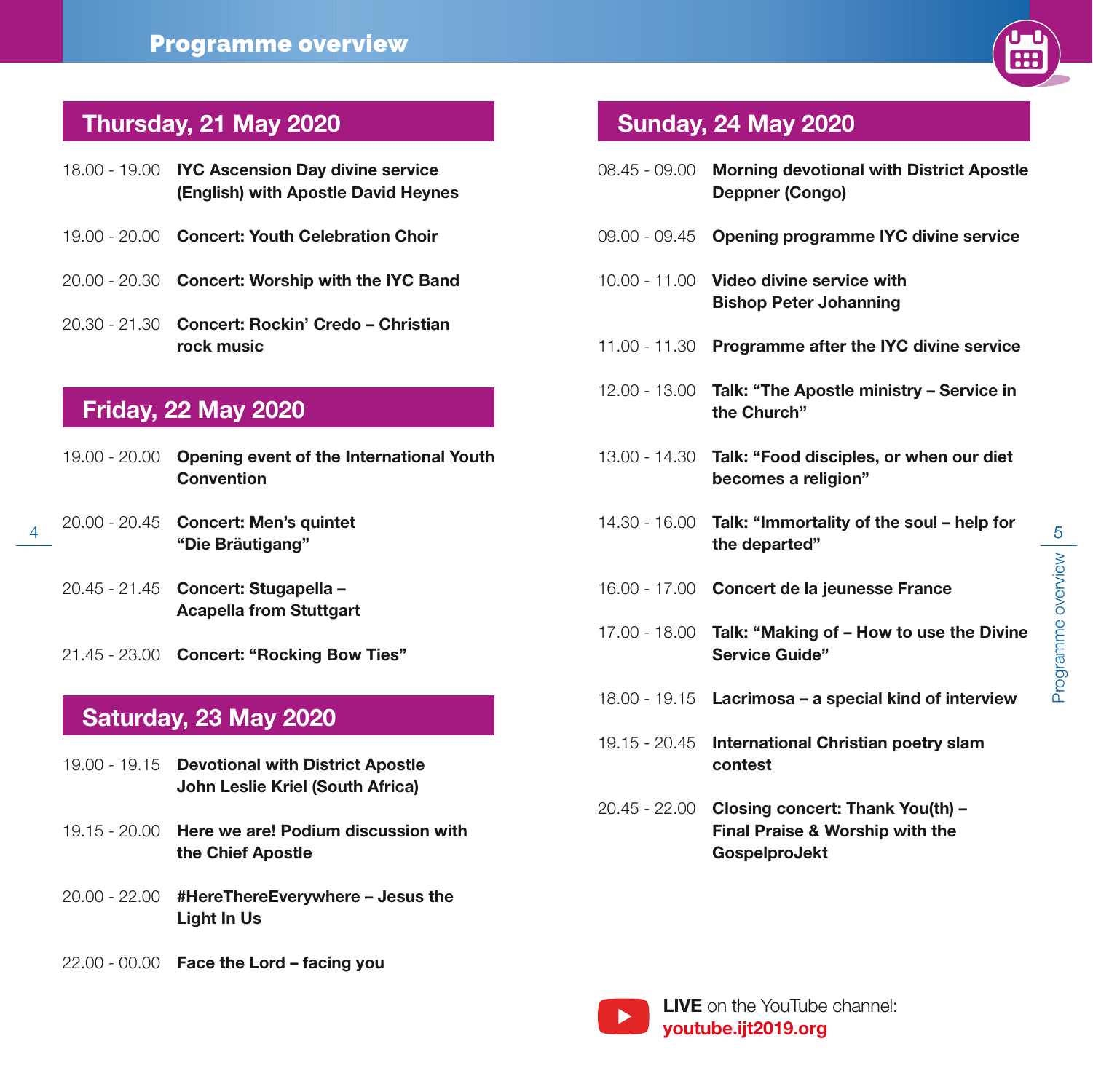# Programme overview

## Thursday, 21 May 2020

18.00 - 19.00 **IYC Ascension Day divine service (English) with Apostle David Heynes**

19.00 - 20.00 **Concert: Youth Celebration Choir**

20.00 - 20.30 **Concert: Worship with the IYC Band**

20.30 - 21.30 **Concert: Rockin' Credo – Christian rock music**

## Friday, 22 May 2020

19.00 - 20.00 **Opening event of the International Youth Convention**

20.00 - 20.45 **Concert: Men's quintet "Die Bräutigang"**

20.45 - 21.45 **Concert: Stugapella – Acapella from Stuttgart**

21.45 - 23.00 **Concert: "Rocking Bow Ties"**

## Saturday, 23 May 2020

19.00 - 19.15 **Devotional with District Apostle John Leslie Kriel (South Africa)**

19.15 - 20.00 **Here we are! Podium discussion with the Chief Apostle**

20.00 - 22.00 **#HereThereEverywhere – Jesus the Light In Us**

22.00 - 00.00 **Face the Lord – facing you**

## Sunday, 24 May 2020

08.45 - 09.00 **Morning devotional with District Apostle Deppner (Congo)**

09.00 - 09.45 **Opening programme IYC divine service**

10.00 - 11.00 **Video divine service with Bishop Peter Johanning**

11.00 - 11.30 **Programme after the IYC divine service**

12.00 - 13.00 **Talk: "The Apostle ministry – Service in the Church"**

13.00 - 14.30 **Talk: "Food disciples, or when our diet becomes a religion"**

14.30 - 16.00 **Talk: "Immortality of the soul – help for the departed"**

16.00 - 17.00 **Concert de la jeunesse France**

17.00 - 18.00 **Talk: "Making of – How to use the Divine Service Guide"**

18.00 - 19.15 **Lacrimosa – a special kind of interview**

19.15 - 20.45 **International Christian poetry slam contest**

20.45 - 22.00 **Closing concert: Thank You(th) – Final Praise & Worship with the GospelproJekt**

**LIVE** on the YouTube channel:
**youtube.ijt2019.org**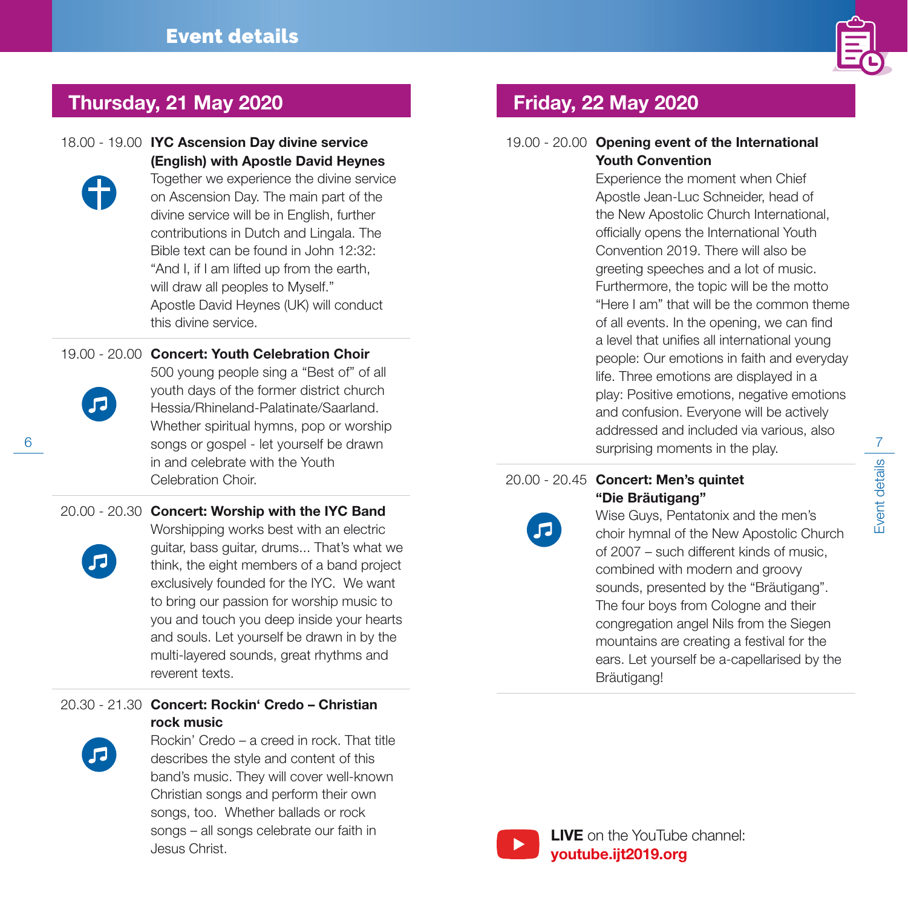# Event details

## Thursday, 21 May 2020

**18.00 - 19.00 IYC Ascension Day divine service (English) with Apostle David Heynes**

Together we experience the divine service on Ascension Day. The main part of the divine service will be in English, further contributions in Dutch and Lingala. The Bible text can be found in John 12:32: "And I, if I am lifted up from the earth, will draw all peoples to Myself." Apostle David Heynes (UK) will conduct this divine service.

**19.00 - 20.00 Concert: Youth Celebration Choir**

500 young people sing a "Best of" of all youth days of the former district church Hessia/Rhineland-Palatinate/Saarland. Whether spiritual hymns, pop or worship songs or gospel - let yourself be drawn in and celebrate with the Youth Celebration Choir.

**20.00 - 20.30 Concert: Worship with the IYC Band**

Worshipping works best with an electric guitar, bass guitar, drums... That's what we think, the eight members of a band project exclusively founded for the IYC. We want to bring our passion for worship music to you and touch you deep inside your hearts and souls. Let yourself be drawn in by the multi-layered sounds, great rhythms and reverent texts.

**20.30 - 21.30 Concert: Rockin' Credo – Christian rock music**

Rockin' Credo – a creed in rock. That title describes the style and content of this band's music. They will cover well-known Christian songs and perform their own songs, too. Whether ballads or rock songs – all songs celebrate our faith in Jesus Christ.

## Friday, 22 May 2020

**19.00 - 20.00 Opening event of the International Youth Convention**

Experience the moment when Chief Apostle Jean-Luc Schneider, head of the New Apostolic Church International, officially opens the International Youth Convention 2019. There will also be greeting speeches and a lot of music. Furthermore, the topic will be the motto "Here I am" that will be the common theme of all events. In the opening, we can find a level that unifies all international young people: Our emotions in faith and everyday life. Three emotions are displayed in a play: Positive emotions, negative emotions and confusion. Everyone will be actively addressed and included via various, also surprising moments in the play.

**20.00 - 20.45 Concert: Men's quintet "Die Bräutigang"**

Wise Guys, Pentatonix and the men's choir hymnal of the New Apostolic Church of 2007 – such different kinds of music, combined with modern and groovy sounds, presented by the "Bräutigang". The four boys from Cologne and their congregation angel Nils from the Siegen mountains are creating a festival for the ears. Let yourself be a-capellarised by the Bräutigang!

**LIVE** on the YouTube channel: **youtube.ijt2019.org**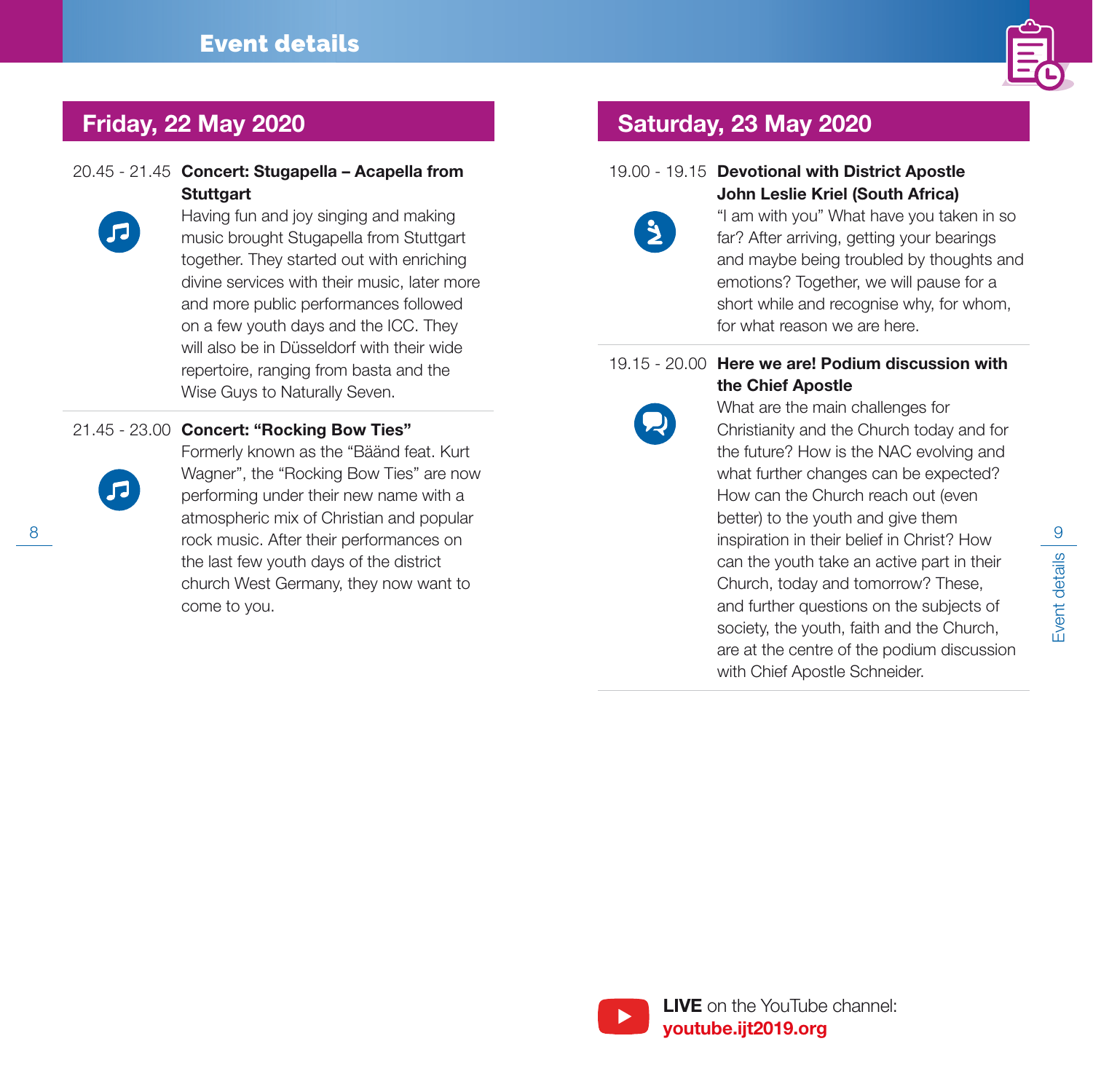# Event details

## Friday, 22 May 2020

20.45 - 21.45 **Concert: Stugapella – Acapella from Stuttgart**

Having fun and joy singing and making music brought Stugapella from Stuttgart together. They started out with enriching divine services with their music, later more and more public performances followed on a few youth days and the ICC. They will also be in Düsseldorf with their wide repertoire, ranging from basta and the Wise Guys to Naturally Seven.

21.45 - 23.00 **Concert: "Rocking Bow Ties"**

Formerly known as the "Bäänd feat. Kurt Wagner", the "Rocking Bow Ties" are now performing under their new name with a atmospheric mix of Christian and popular rock music. After their performances on the last few youth days of the district church West Germany, they now want to come to you.

## Saturday, 23 May 2020

19.00 - 19.15 **Devotional with District Apostle John Leslie Kriel (South Africa)**

"I am with you" What have you taken in so far? After arriving, getting your bearings and maybe being troubled by thoughts and emotions? Together, we will pause for a short while and recognise why, for whom, for what reason we are here.

19.15 - 20.00 **Here we are! Podium discussion with the Chief Apostle**

What are the main challenges for Christianity and the Church today and for the future? How is the NAC evolving and what further changes can be expected? How can the Church reach out (even better) to the youth and give them inspiration in their belief in Christ? How can the youth take an active part in their Church, today and tomorrow? These, and further questions on the subjects of society, the youth, faith and the Church, are at the centre of the podium discussion with Chief Apostle Schneider.

**LIVE** on the YouTube channel: **youtube.ijt2019.org**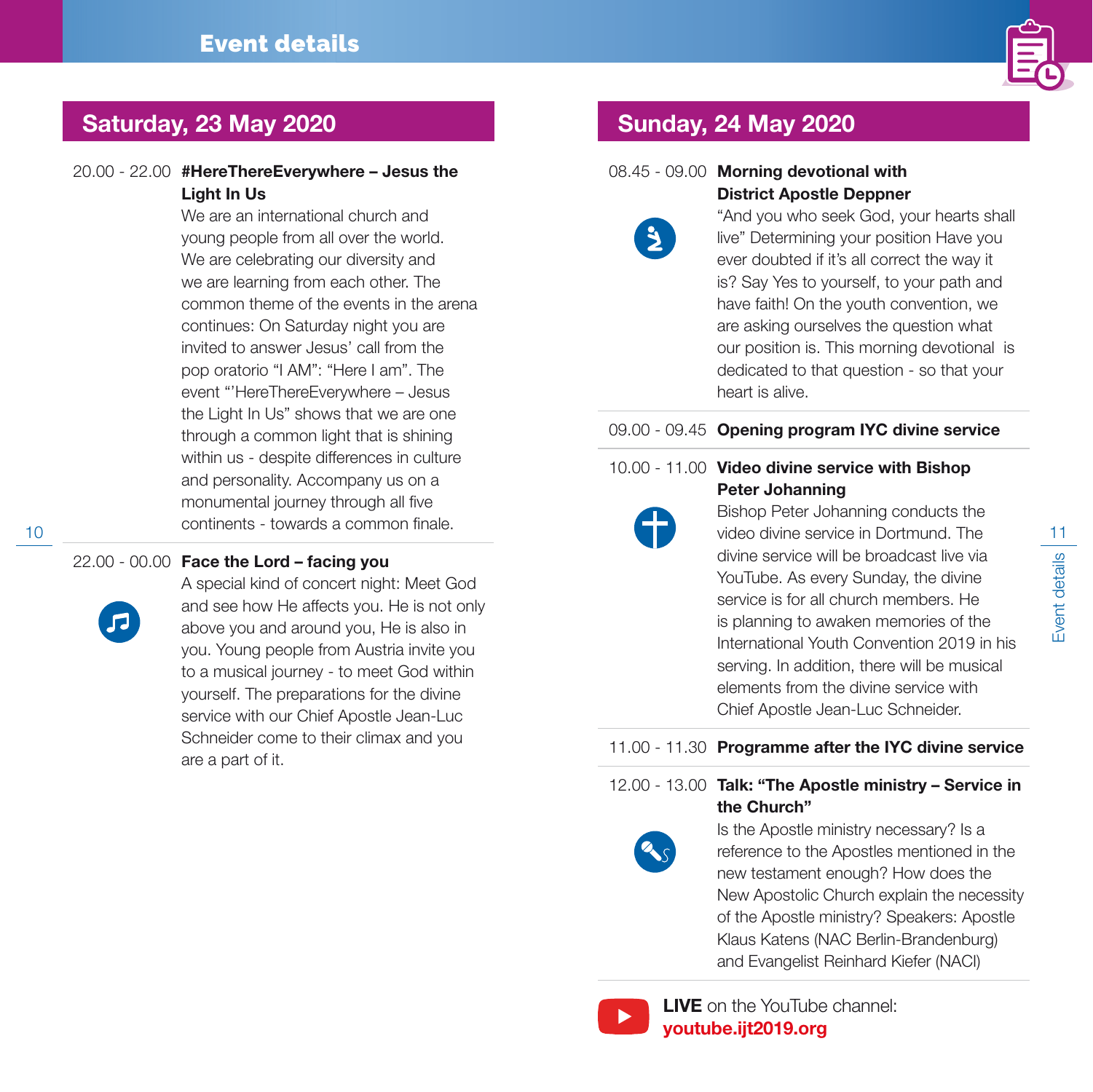# Event details

## Saturday, 23 May 2020

**20.00 - 22.00 #HereThereEverywhere – Jesus the Light In Us**

We are an international church and young people from all over the world. We are celebrating our diversity and we are learning from each other. The common theme of the events in the arena continues: On Saturday night you are invited to answer Jesus' call from the pop oratorio "I AM": "Here I am". The event "'HereThereEverywhere – Jesus the Light In Us" shows that we are one through a common light that is shining within us - despite differences in culture and personality. Accompany us on a monumental journey through all five continents - towards a common finale.

**22.00 - 00.00 Face the Lord – facing you**

A special kind of concert night: Meet God and see how He affects you. He is not only above you and around you, He is also in you. Young people from Austria invite you to a musical journey - to meet God within yourself. The preparations for the divine service with our Chief Apostle Jean-Luc Schneider come to their climax and you are a part of it.

## Sunday, 24 May 2020

**08.45 - 09.00 Morning devotional with District Apostle Deppner**

"And you who seek God, your hearts shall live" Determining your position Have you ever doubted if it's all correct the way it is? Say Yes to yourself, to your path and have faith! On the youth convention, we are asking ourselves the question what our position is. This morning devotional is dedicated to that question - so that your heart is alive.

**09.00 - 09.45 Opening program IYC divine service**

**10.00 - 11.00 Video divine service with Bishop Peter Johanning**

Bishop Peter Johanning conducts the video divine service in Dortmund. The divine service will be broadcast live via YouTube. As every Sunday, the divine service is for all church members. He is planning to awaken memories of the International Youth Convention 2019 in his serving. In addition, there will be musical elements from the divine service with Chief Apostle Jean-Luc Schneider.

**11.00 - 11.30 Programme after the IYC divine service**

**12.00 - 13.00 Talk: "The Apostle ministry – Service in the Church"**

Is the Apostle ministry necessary? Is a reference to the Apostles mentioned in the new testament enough? How does the New Apostolic Church explain the necessity of the Apostle ministry? Speakers: Apostle Klaus Katens (NAC Berlin-Brandenburg) and Evangelist Reinhard Kiefer (NACI)

**LIVE** on the YouTube channel: **youtube.ijt2019.org**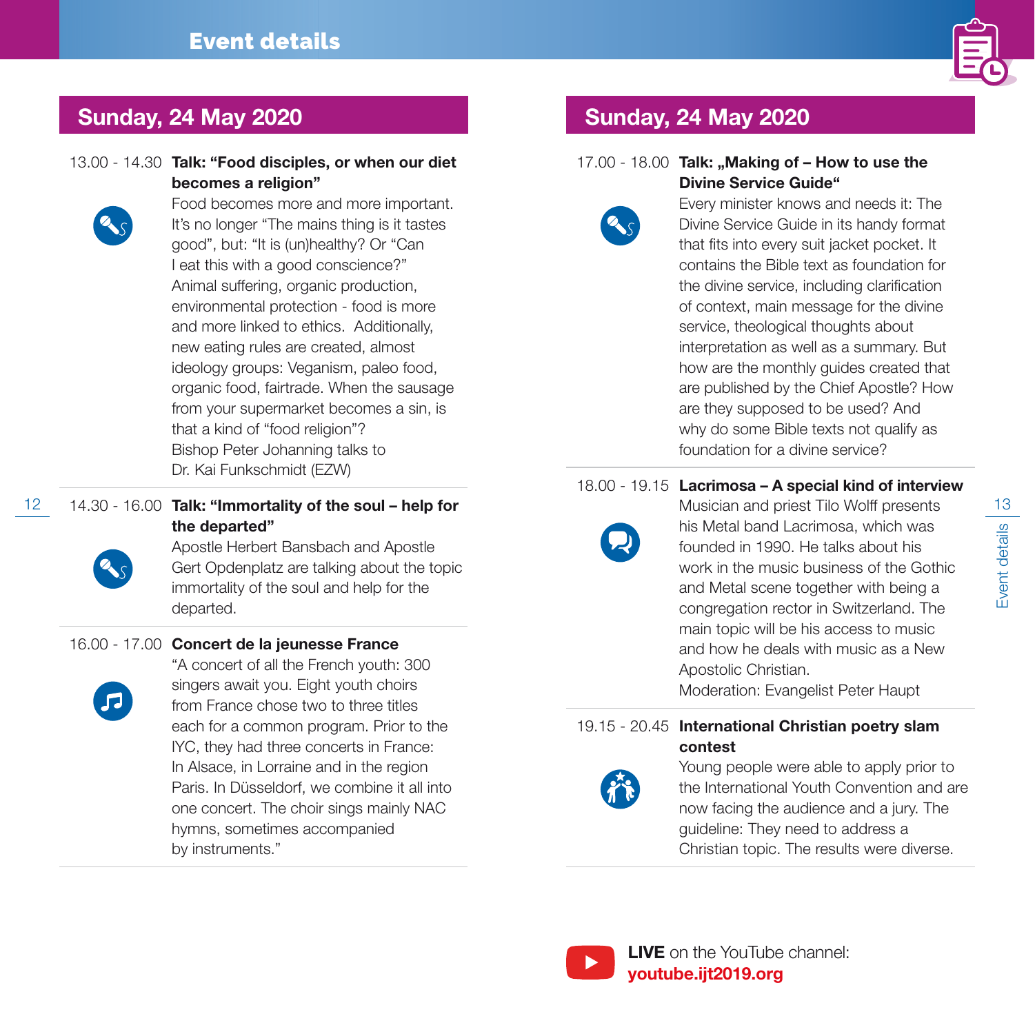# Event details

## Sunday, 24 May 2020

13.00 - 14.30 **Talk: "Food disciples, or when our diet becomes a religion"**

Food becomes more and more important. It's no longer "The mains thing is it tastes good", but: "It is (un)healthy? Or "Can I eat this with a good conscience?" Animal suffering, organic production, environmental protection - food is more and more linked to ethics.  Additionally, new eating rules are created, almost ideology groups: Veganism, paleo food, organic food, fairtrade. When the sausage from your supermarket becomes a sin, is that a kind of "food religion"?
Bishop Peter Johanning talks to Dr. Kai Funkschmidt (EZW)

14.30 - 16.00 **Talk: "Immortality of the soul – help for the departed"**

Apostle Herbert Bansbach and Apostle Gert Opdenplatz are talking about the topic immortality of the soul and help for the departed.

16.00 - 17.00 **Concert de la jeunesse France**

"A concert of all the French youth: 300 singers await you. Eight youth choirs from France chose two to three titles each for a common program. Prior to the IYC, they had three concerts in France: In Alsace, in Lorraine and in the region Paris. In Düsseldorf, we combine it all into one concert. The choir sings mainly NAC hymns, sometimes accompanied by instruments."

## Sunday, 24 May 2020

17.00 - 18.00 **Talk: „Making of – How to use the Divine Service Guide"**

Every minister knows and needs it: The Divine Service Guide in its handy format that fits into every suit jacket pocket. It contains the Bible text as foundation for the divine service, including clarification of context, main message for the divine service, theological thoughts about interpretation as well as a summary. But how are the monthly guides created that are published by the Chief Apostle? How are they supposed to be used? And why do some Bible texts not qualify as foundation for a divine service?

18.00 - 19.15 **Lacrimosa – A special kind of interview**

Musician and priest Tilo Wolff presents his Metal band Lacrimosa, which was founded in 1990. He talks about his work in the music business of the Gothic and Metal scene together with being a congregation rector in Switzerland. The main topic will be his access to music and how he deals with music as a New Apostolic Christian.
Moderation: Evangelist Peter Haupt

19.15 - 20.45 **International Christian poetry slam contest**

Young people were able to apply prior to the International Youth Convention and are now facing the audience and a jury. The guideline: They need to address a Christian topic. The results were diverse.

**LIVE** on the YouTube channel: **youtube.ijt2019.org**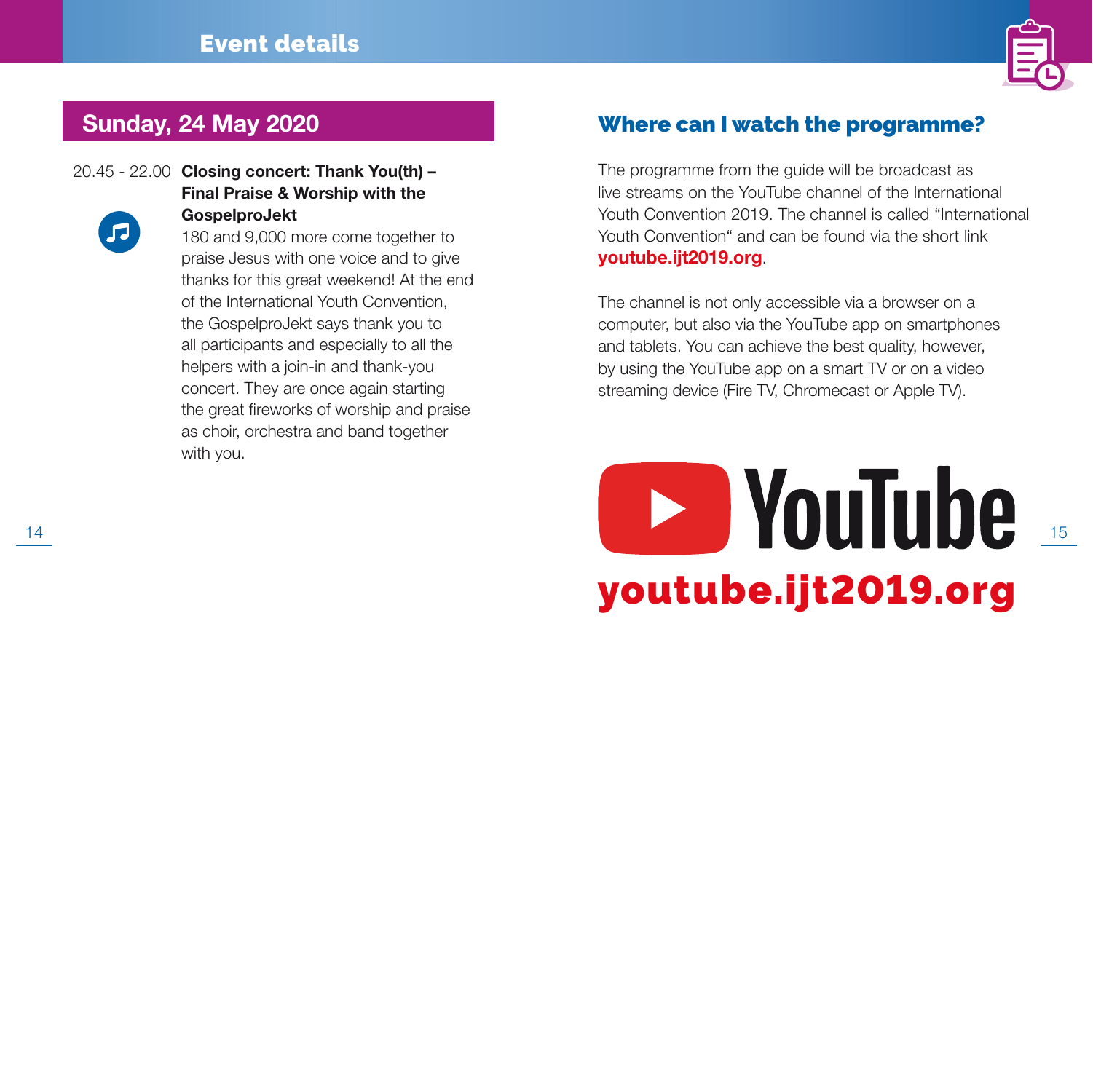# Event details

## Sunday, 24 May 2020

20.45 - 22.00 **Closing concert: Thank You(th) – Final Praise & Worship with the GospelproJekt**

180 and 9,000 more come together to praise Jesus with one voice and to give thanks for this great weekend! At the end of the International Youth Convention, the GospelproJekt says thank you to all participants and especially to all the helpers with a join-in and thank-you concert. They are once again starting the great fireworks of worship and praise as choir, orchestra and band together with you.

## Where can I watch the programme?

The programme from the guide will be broadcast as live streams on the YouTube channel of the International Youth Convention 2019. The channel is called "International Youth Convention" and can be found via the short link **youtube.ijt2019.org**.

The channel is not only accessible via a browser on a computer, but also via the YouTube app on smartphones and tablets. You can achieve the best quality, however, by using the YouTube app on a smart TV or on a video streaming device (Fire TV, Chromecast or Apple TV).

YouTube

**youtube.ijt2019.org**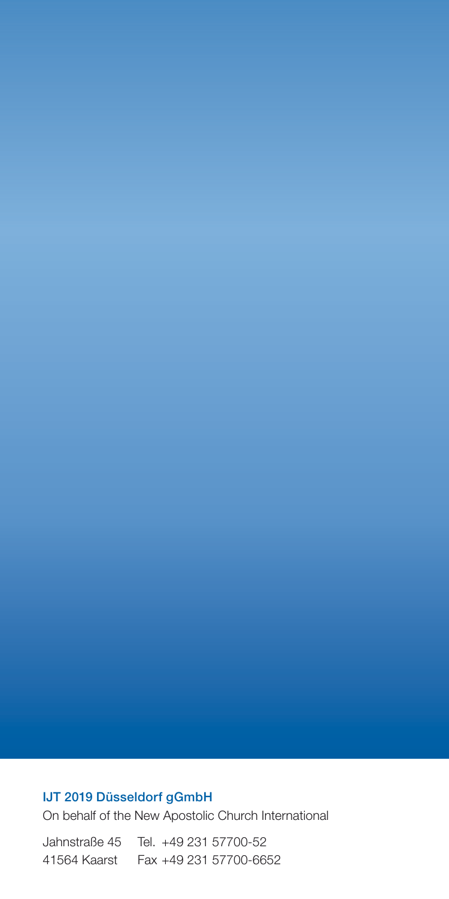**IJT 2019 Düsseldorf gGmbH**

On behalf of the New Apostolic Church International

Jahnstraße 45
41564 Kaarst

Tel. +49 231 57700-52
Fax +49 231 57700-6652